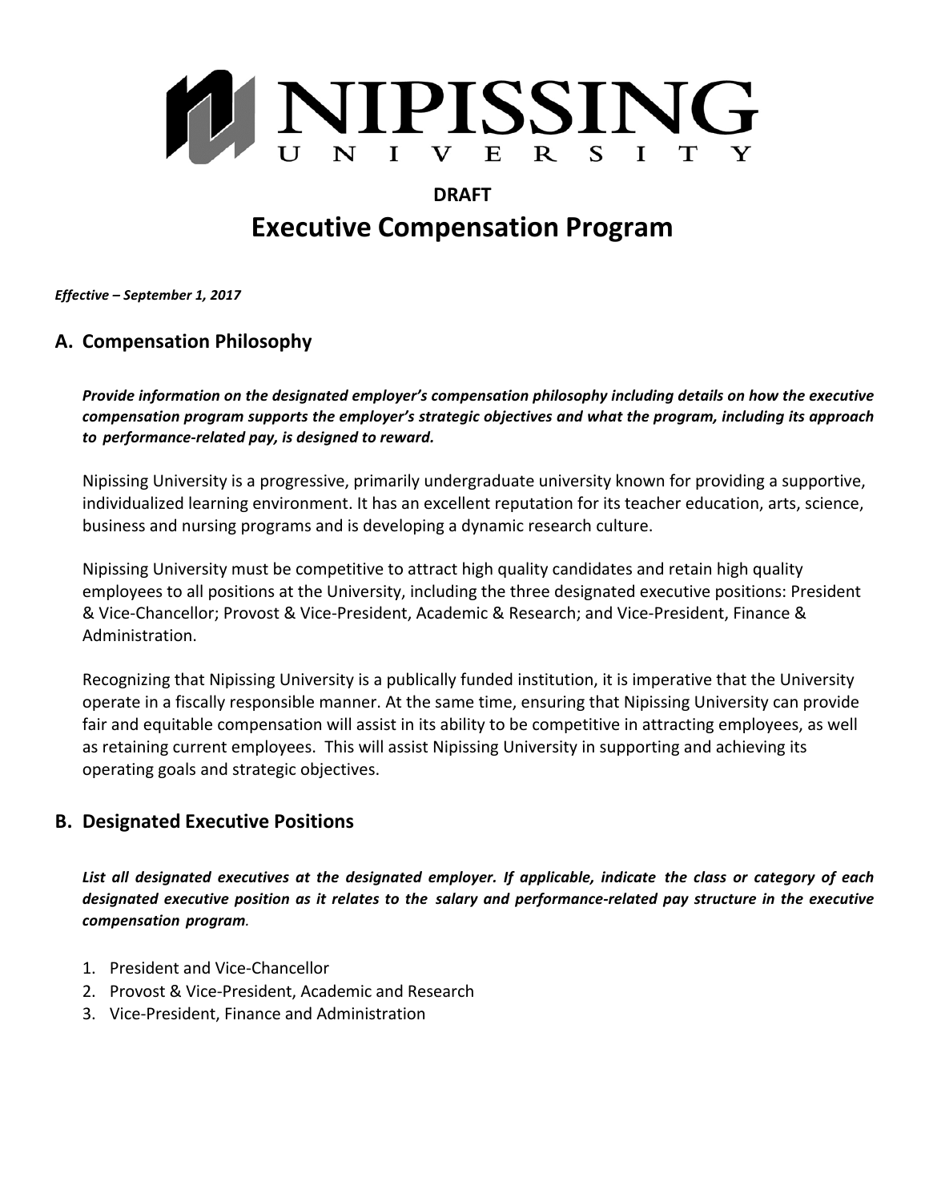# NIPISSING UNIVERSITY

**DRAFT**

# Executive Compensation Program

***Effective – September 1, 2017***

## A. Compensation Philosophy

***Provide information on the designated employer's compensation philosophy including details on how the executive compensation program supports the employer's strategic objectives and what the program, including its approach to performance-related pay, is designed to reward.***

Nipissing University is a progressive, primarily undergraduate university known for providing a supportive, individualized learning environment. It has an excellent reputation for its teacher education, arts, science, business and nursing programs and is developing a dynamic research culture.

Nipissing University must be competitive to attract high quality candidates and retain high quality employees to all positions at the University, including the three designated executive positions: President & Vice-Chancellor; Provost & Vice-President, Academic & Research; and Vice-President, Finance & Administration.

Recognizing that Nipissing University is a publically funded institution, it is imperative that the University operate in a fiscally responsible manner. At the same time, ensuring that Nipissing University can provide fair and equitable compensation will assist in its ability to be competitive in attracting employees, as well as retaining current employees. This will assist Nipissing University in supporting and achieving its operating goals and strategic objectives.

## B. Designated Executive Positions

***List all designated executives at the designated employer. If applicable, indicate the class or category of each designated executive position as it relates to the salary and performance-related pay structure in the executive compensation program.***

1. President and Vice-Chancellor
2. Provost & Vice-President, Academic and Research
3. Vice-President, Finance and Administration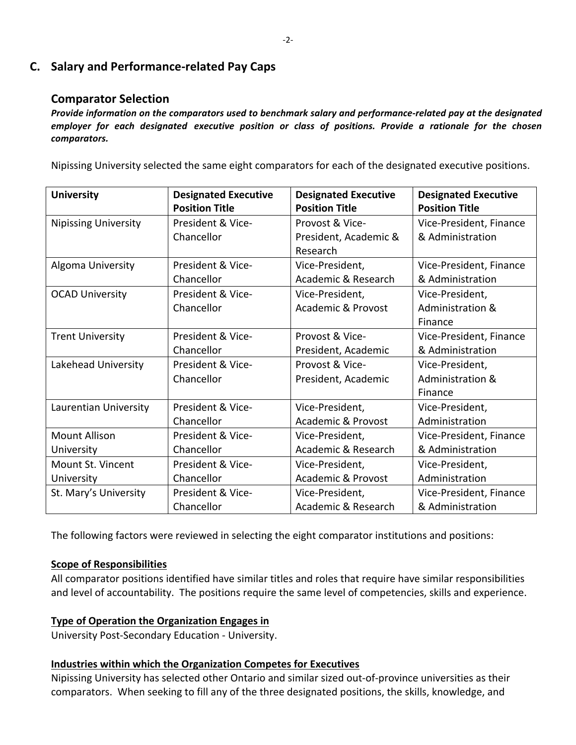## C. Salary and Performance-related Pay Caps

### Comparator Selection

***Provide information on the comparators used to benchmark salary and performance-related pay at the designated employer for each designated executive position or class of positions. Provide a rationale for the chosen comparators.***

Nipissing University selected the same eight comparators for each of the designated executive positions.

| University | Designated Executive Position Title | Designated Executive Position Title | Designated Executive Position Title |
|---|---|---|---|
| Nipissing University | President & Vice-Chancellor | Provost & Vice-President, Academic & Research | Vice-President, Finance & Administration |
| Algoma University | President & Vice-Chancellor | Vice-President, Academic & Research | Vice-President, Finance & Administration |
| OCAD University | President & Vice-Chancellor | Vice-President, Academic & Provost | Vice-President, Administration & Finance |
| Trent University | President & Vice-Chancellor | Provost & Vice-President, Academic | Vice-President, Finance & Administration |
| Lakehead University | President & Vice-Chancellor | Provost & Vice-President, Academic | Vice-President, Administration & Finance |
| Laurentian University | President & Vice-Chancellor | Vice-President, Academic & Provost | Vice-President, Administration |
| Mount Allison University | President & Vice-Chancellor | Vice-President, Academic & Research | Vice-President, Finance & Administration |
| Mount St. Vincent University | President & Vice-Chancellor | Vice-President, Academic & Provost | Vice-President, Administration |
| St. Mary's University | President & Vice-Chancellor | Vice-President, Academic & Research | Vice-President, Finance & Administration |

The following factors were reviewed in selecting the eight comparator institutions and positions:

**Scope of Responsibilities**

All comparator positions identified have similar titles and roles that require have similar responsibilities and level of accountability. The positions require the same level of competencies, skills and experience.

**Type of Operation the Organization Engages in**

University Post-Secondary Education - University.

**Industries within which the Organization Competes for Executives**

Nipissing University has selected other Ontario and similar sized out-of-province universities as their comparators. When seeking to fill any of the three designated positions, the skills, knowledge, and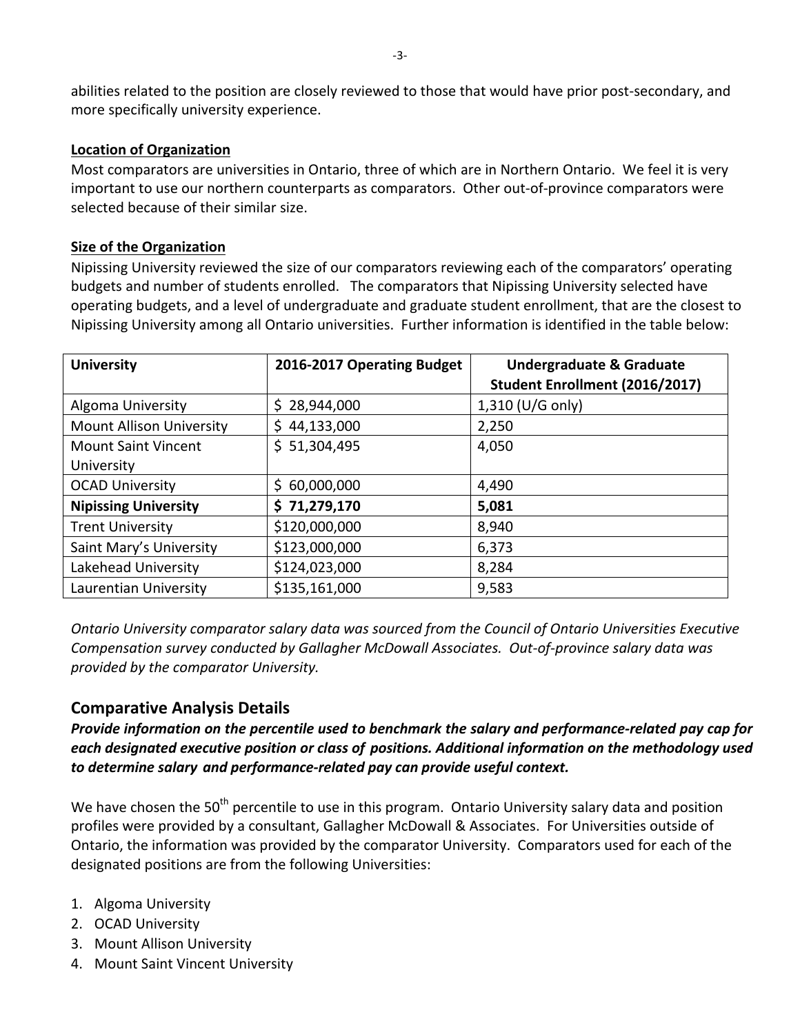abilities related to the position are closely reviewed to those that would have prior post-secondary, and more specifically university experience.

**Location of Organization**

Most comparators are universities in Ontario, three of which are in Northern Ontario. We feel it is very important to use our northern counterparts as comparators. Other out-of-province comparators were selected because of their similar size.

**Size of the Organization**

Nipissing University reviewed the size of our comparators reviewing each of the comparators' operating budgets and number of students enrolled. The comparators that Nipissing University selected have operating budgets, and a level of undergraduate and graduate student enrollment, that are the closest to Nipissing University among all Ontario universities. Further information is identified in the table below:

| University | 2016-2017 Operating Budget | Undergraduate & Graduate Student Enrollment (2016/2017) |
|---|---|---|
| Algoma University | $ 28,944,000 | 1,310 (U/G only) |
| Mount Allison University | $ 44,133,000 | 2,250 |
| Mount Saint Vincent University | $ 51,304,495 | 4,050 |
| OCAD University | $ 60,000,000 | 4,490 |
| **Nipissing University** | **$ 71,279,170** | **5,081** |
| Trent University | $120,000,000 | 8,940 |
| Saint Mary's University | $123,000,000 | 6,373 |
| Lakehead University | $124,023,000 | 8,284 |
| Laurentian University | $135,161,000 | 9,583 |

*Ontario University comparator salary data was sourced from the Council of Ontario Universities Executive Compensation survey conducted by Gallagher McDowall Associates. Out-of-province salary data was provided by the comparator University.*

## Comparative Analysis Details

***Provide information on the percentile used to benchmark the salary and performance-related pay cap for each designated executive position or class of positions. Additional information on the methodology used to determine salary and performance-related pay can provide useful context.***

We have chosen the 50th percentile to use in this program. Ontario University salary data and position profiles were provided by a consultant, Gallagher McDowall & Associates. For Universities outside of Ontario, the information was provided by the comparator University. Comparators used for each of the designated positions are from the following Universities:

1. Algoma University
2. OCAD University
3. Mount Allison University
4. Mount Saint Vincent University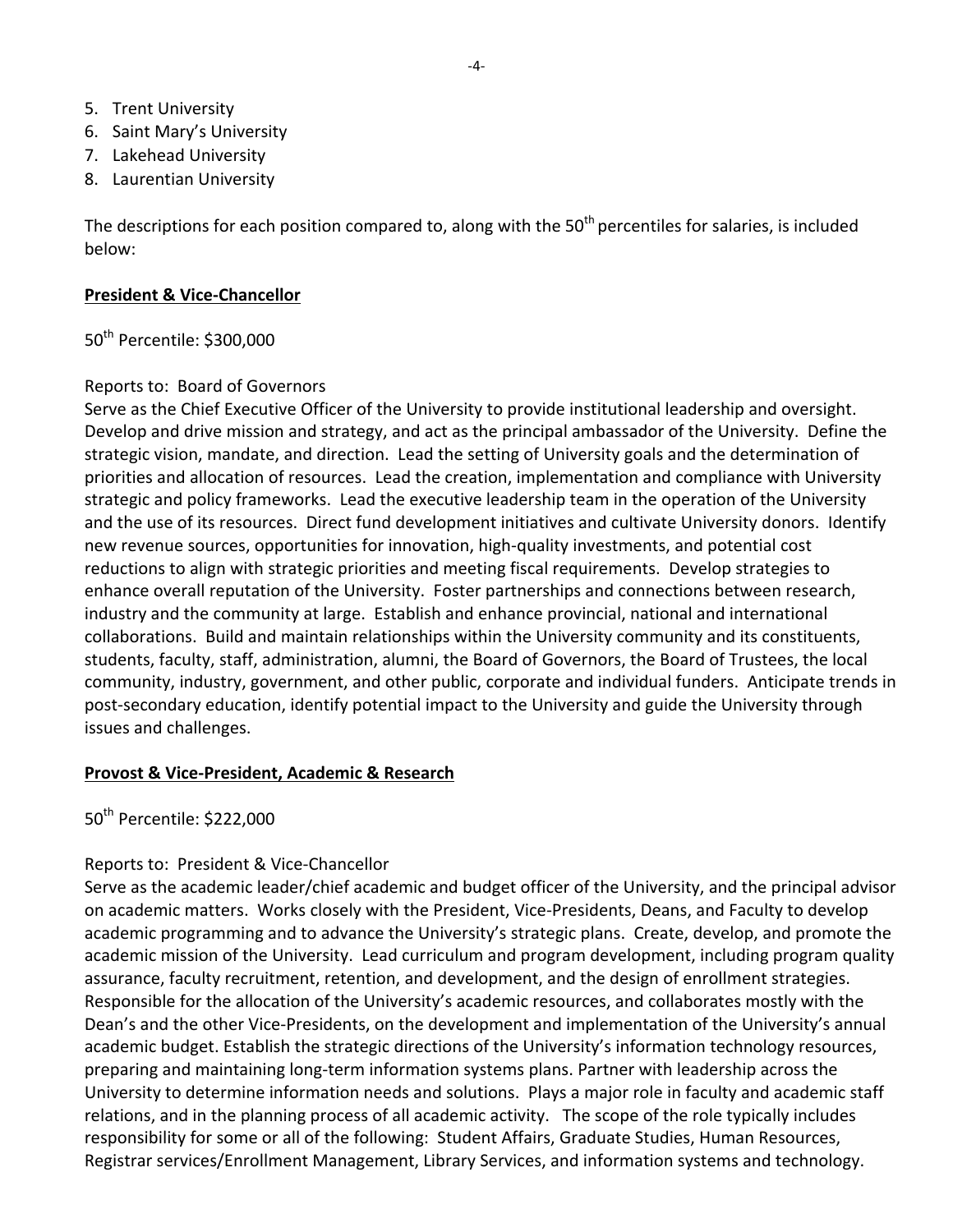5. Trent University
6. Saint Mary's University
7. Lakehead University
8. Laurentian University

The descriptions for each position compared to, along with the 50th percentiles for salaries, is included below:

**President & Vice-Chancellor**

50th Percentile: $300,000

Reports to: Board of Governors
Serve as the Chief Executive Officer of the University to provide institutional leadership and oversight. Develop and drive mission and strategy, and act as the principal ambassador of the University. Define the strategic vision, mandate, and direction. Lead the setting of University goals and the determination of priorities and allocation of resources. Lead the creation, implementation and compliance with University strategic and policy frameworks. Lead the executive leadership team in the operation of the University and the use of its resources. Direct fund development initiatives and cultivate University donors. Identify new revenue sources, opportunities for innovation, high-quality investments, and potential cost reductions to align with strategic priorities and meeting fiscal requirements. Develop strategies to enhance overall reputation of the University. Foster partnerships and connections between research, industry and the community at large. Establish and enhance provincial, national and international collaborations. Build and maintain relationships within the University community and its constituents, students, faculty, staff, administration, alumni, the Board of Governors, the Board of Trustees, the local community, industry, government, and other public, corporate and individual funders. Anticipate trends in post-secondary education, identify potential impact to the University and guide the University through issues and challenges.

**Provost & Vice-President, Academic & Research**

50th Percentile: $222,000

Reports to: President & Vice-Chancellor
Serve as the academic leader/chief academic and budget officer of the University, and the principal advisor on academic matters. Works closely with the President, Vice-Presidents, Deans, and Faculty to develop academic programming and to advance the University's strategic plans. Create, develop, and promote the academic mission of the University. Lead curriculum and program development, including program quality assurance, faculty recruitment, retention, and development, and the design of enrollment strategies. Responsible for the allocation of the University's academic resources, and collaborates mostly with the Dean's and the other Vice-Presidents, on the development and implementation of the University's annual academic budget. Establish the strategic directions of the University's information technology resources, preparing and maintaining long-term information systems plans. Partner with leadership across the University to determine information needs and solutions. Plays a major role in faculty and academic staff relations, and in the planning process of all academic activity. The scope of the role typically includes responsibility for some or all of the following: Student Affairs, Graduate Studies, Human Resources, Registrar services/Enrollment Management, Library Services, and information systems and technology.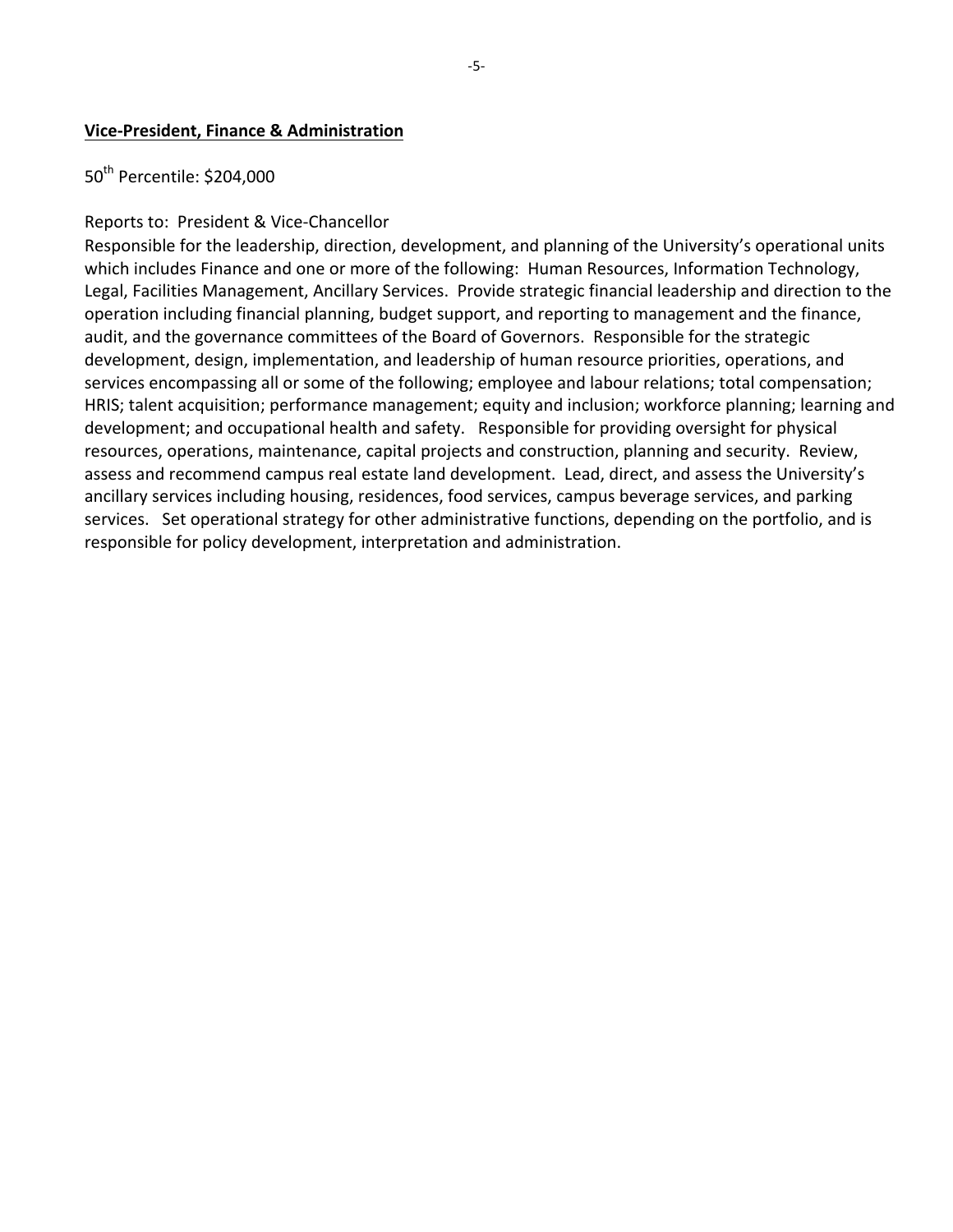**<u>Vice-President, Finance & Administration</u>**

50th Percentile: $204,000

Reports to: President & Vice-Chancellor
Responsible for the leadership, direction, development, and planning of the University's operational units which includes Finance and one or more of the following: Human Resources, Information Technology, Legal, Facilities Management, Ancillary Services. Provide strategic financial leadership and direction to the operation including financial planning, budget support, and reporting to management and the finance, audit, and the governance committees of the Board of Governors. Responsible for the strategic development, design, implementation, and leadership of human resource priorities, operations, and services encompassing all or some of the following; employee and labour relations; total compensation; HRIS; talent acquisition; performance management; equity and inclusion; workforce planning; learning and development; and occupational health and safety. Responsible for providing oversight for physical resources, operations, maintenance, capital projects and construction, planning and security. Review, assess and recommend campus real estate land development. Lead, direct, and assess the University's ancillary services including housing, residences, food services, campus beverage services, and parking services. Set operational strategy for other administrative functions, depending on the portfolio, and is responsible for policy development, interpretation and administration.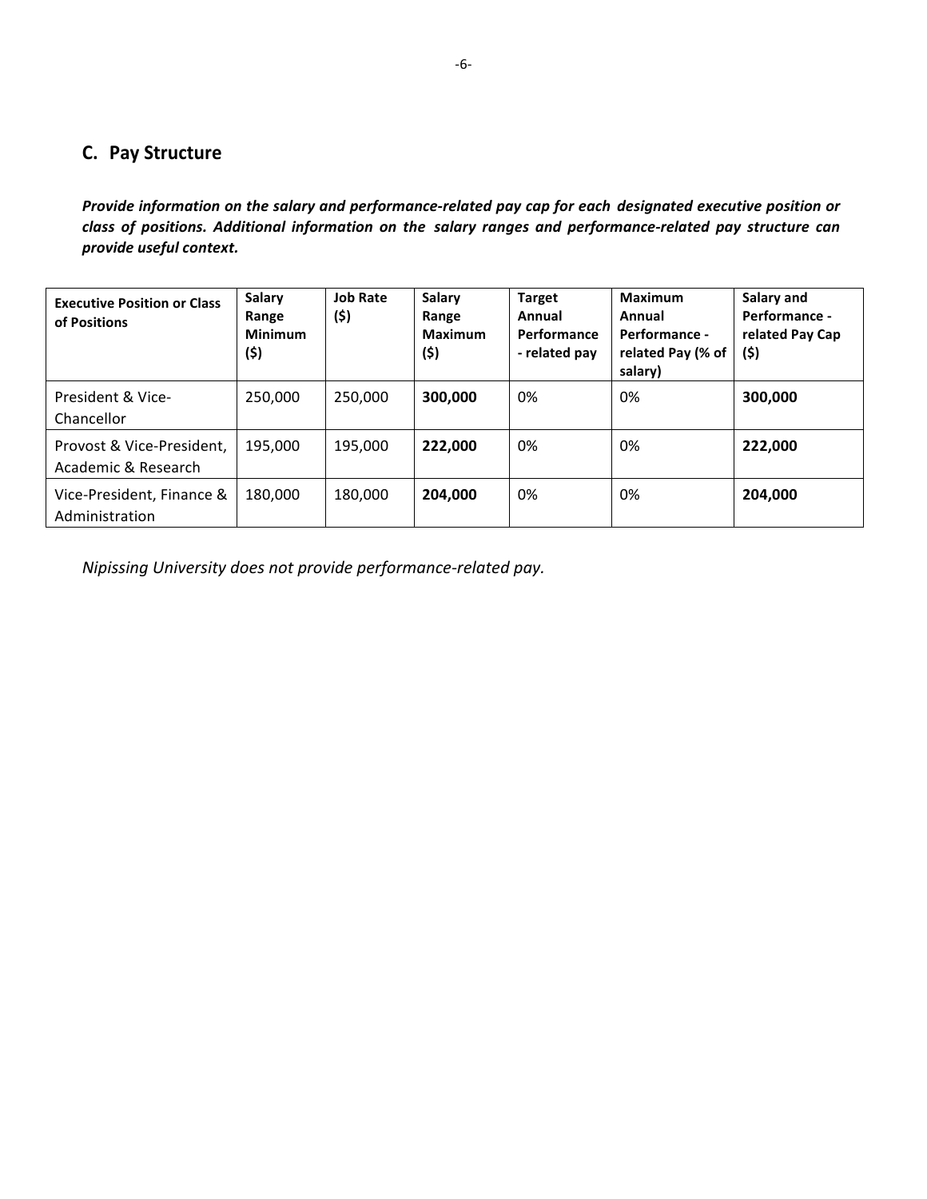## C. Pay Structure

***Provide information on the salary and performance-related pay cap for each designated executive position or class of positions. Additional information on the salary ranges and performance-related pay structure can provide useful context.***

| **Executive Position or Class of Positions** | **Salary Range Minimum ($)** | **Job Rate ($)** | **Salary Range Maximum ($)** | **Target Annual Performance - related pay** | **Maximum Annual Performance - related Pay (% of salary)** | **Salary and Performance - related Pay Cap ($)** |
|---|---|---|---|---|---|---|
| President & Vice-Chancellor | 250,000 | 250,000 | **300,000** | 0% | 0% | **300,000** |
| Provost & Vice-President, Academic & Research | 195,000 | 195,000 | **222,000** | 0% | 0% | **222,000** |
| Vice-President, Finance & Administration | 180,000 | 180,000 | **204,000** | 0% | 0% | **204,000** |

*Nipissing University does not provide performance-related pay.*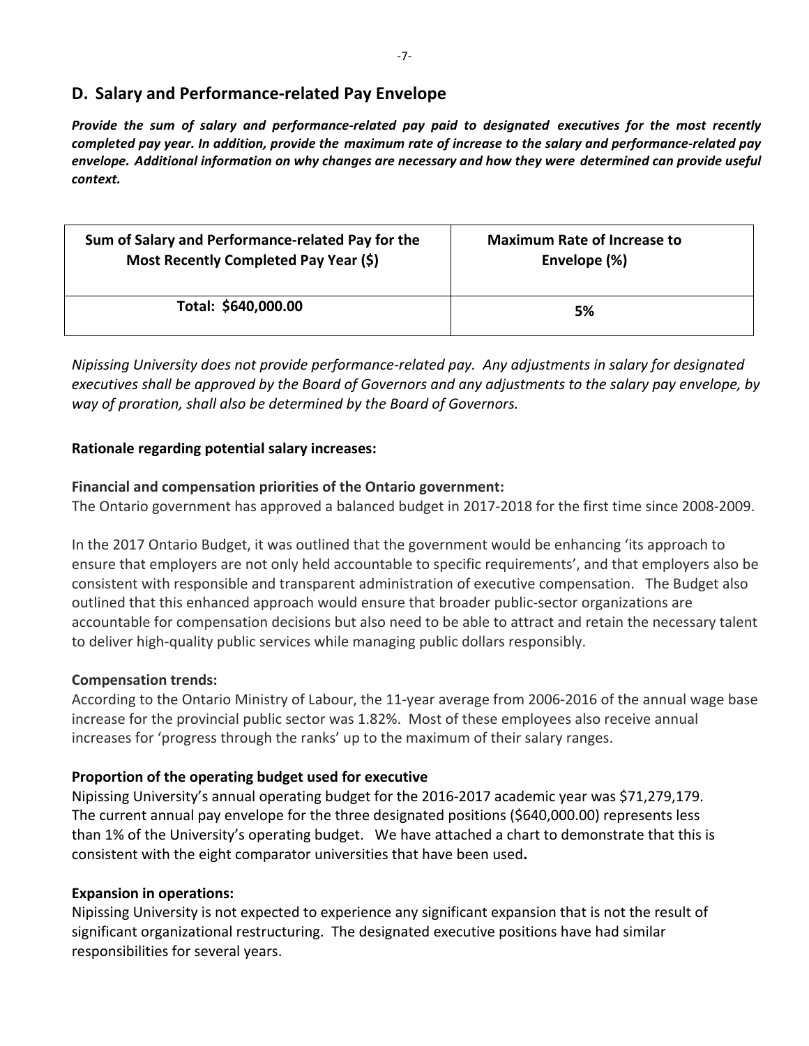## D. Salary and Performance-related Pay Envelope

***Provide the sum of salary and performance-related pay paid to designated executives for the most recently completed pay year. In addition, provide the maximum rate of increase to the salary and performance-related pay envelope. Additional information on why changes are necessary and how they were determined can provide useful context.***

| Sum of Salary and Performance-related Pay for the Most Recently Completed Pay Year ($) | Maximum Rate of Increase to Envelope (%) |
|---|---|
| **Total: $640,000.00** | **5%** |

*Nipissing University does not provide performance-related pay. Any adjustments in salary for designated executives shall be approved by the Board of Governors and any adjustments to the salary pay envelope, by way of proration, shall also be determined by the Board of Governors.*

**Rationale regarding potential salary increases:**

**Financial and compensation priorities of the Ontario government:**
The Ontario government has approved a balanced budget in 2017-2018 for the first time since 2008-2009.

In the 2017 Ontario Budget, it was outlined that the government would be enhancing 'its approach to ensure that employers are not only held accountable to specific requirements', and that employers also be consistent with responsible and transparent administration of executive compensation. The Budget also outlined that this enhanced approach would ensure that broader public-sector organizations are accountable for compensation decisions but also need to be able to attract and retain the necessary talent to deliver high-quality public services while managing public dollars responsibly.

**Compensation trends:**
According to the Ontario Ministry of Labour, the 11-year average from 2006-2016 of the annual wage base increase for the provincial public sector was 1.82%. Most of these employees also receive annual increases for 'progress through the ranks' up to the maximum of their salary ranges.

**Proportion of the operating budget used for executive**
Nipissing University's annual operating budget for the 2016-2017 academic year was $71,279,179. The current annual pay envelope for the three designated positions ($640,000.00) represents less than 1% of the University's operating budget. We have attached a chart to demonstrate that this is consistent with the eight comparator universities that have been used**.**

**Expansion in operations:**
Nipissing University is not expected to experience any significant expansion that is not the result of significant organizational restructuring. The designated executive positions have had similar responsibilities for several years.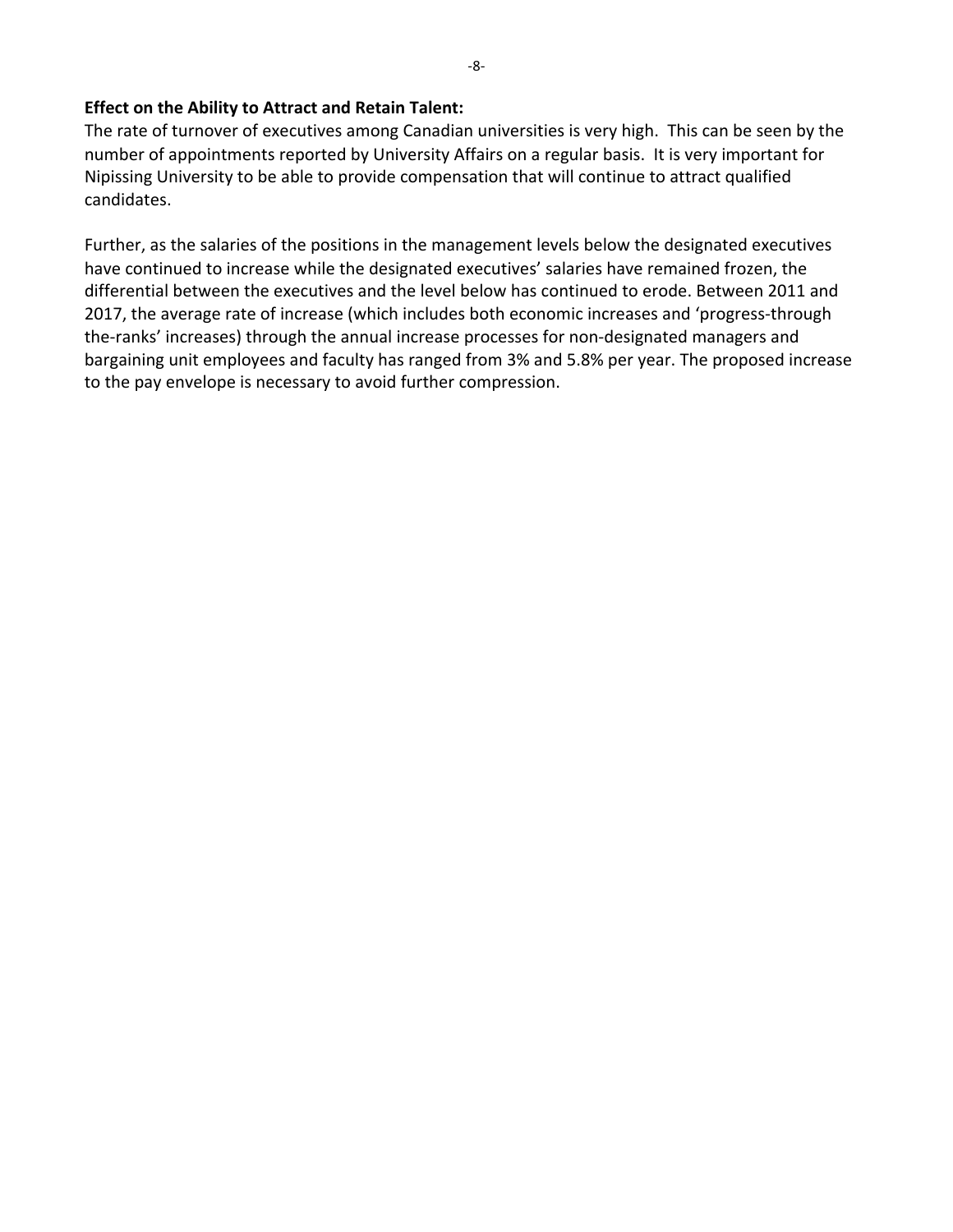**Effect on the Ability to Attract and Retain Talent:**

The rate of turnover of executives among Canadian universities is very high. This can be seen by the number of appointments reported by University Affairs on a regular basis. It is very important for Nipissing University to be able to provide compensation that will continue to attract qualified candidates.

Further, as the salaries of the positions in the management levels below the designated executives have continued to increase while the designated executives' salaries have remained frozen, the differential between the executives and the level below has continued to erode. Between 2011 and 2017, the average rate of increase (which includes both economic increases and 'progress-through the-ranks' increases) through the annual increase processes for non-designated managers and bargaining unit employees and faculty has ranged from 3% and 5.8% per year. The proposed increase to the pay envelope is necessary to avoid further compression.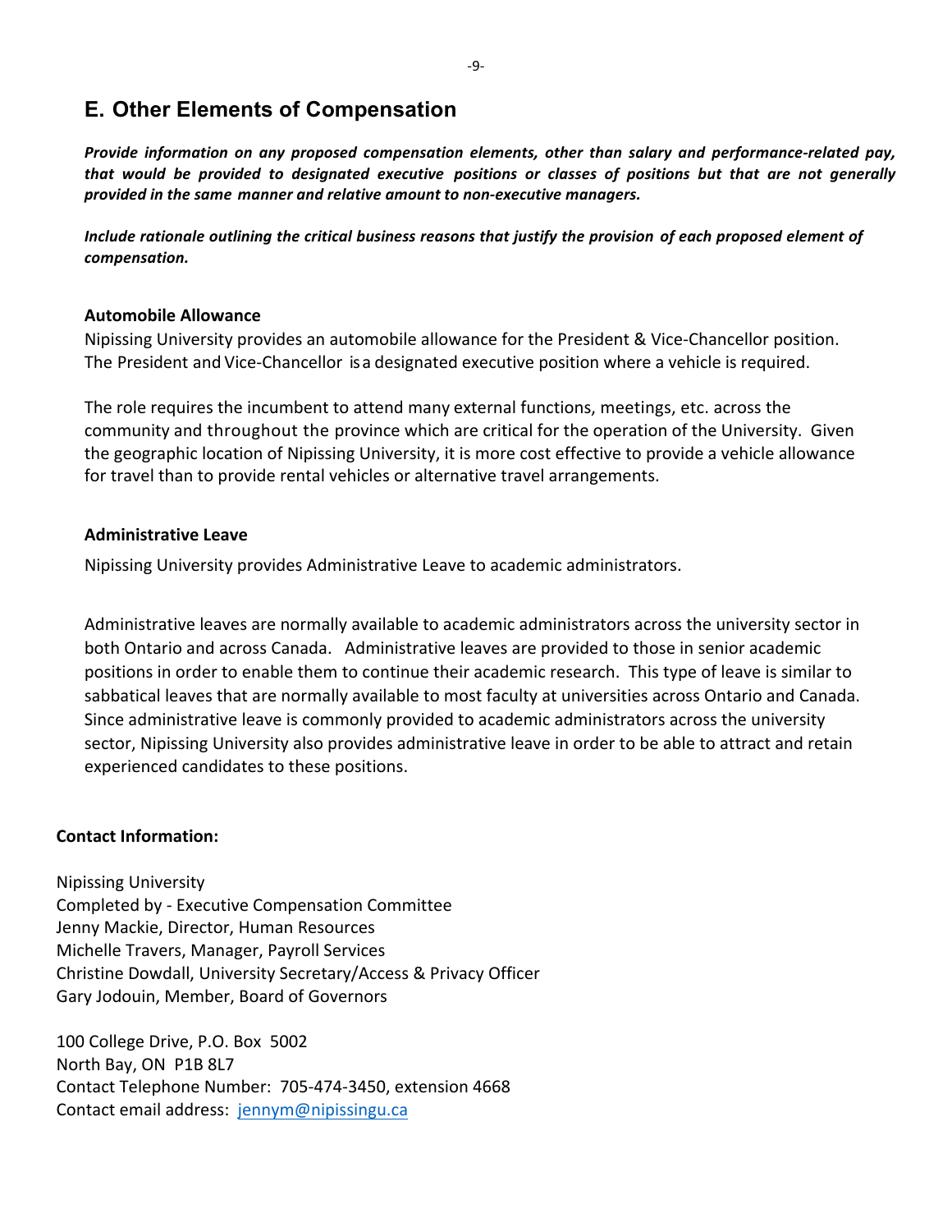## E. Other Elements of Compensation

***Provide information on any proposed compensation elements, other than salary and performance-related pay, that would be provided to designated executive positions or classes of positions but that are not generally provided in the same manner and relative amount to non-executive managers.***

***Include rationale outlining the critical business reasons that justify the provision of each proposed element of compensation.***

**Automobile Allowance**

Nipissing University provides an automobile allowance for the President & Vice-Chancellor position. The President and Vice-Chancellor is a designated executive position where a vehicle is required.

The role requires the incumbent to attend many external functions, meetings, etc. across the community and throughout the province which are critical for the operation of the University. Given the geographic location of Nipissing University, it is more cost effective to provide a vehicle allowance for travel than to provide rental vehicles or alternative travel arrangements.

**Administrative Leave**

Nipissing University provides Administrative Leave to academic administrators.

Administrative leaves are normally available to academic administrators across the university sector in both Ontario and across Canada. Administrative leaves are provided to those in senior academic positions in order to enable them to continue their academic research. This type of leave is similar to sabbatical leaves that are normally available to most faculty at universities across Ontario and Canada. Since administrative leave is commonly provided to academic administrators across the university sector, Nipissing University also provides administrative leave in order to be able to attract and retain experienced candidates to these positions.

**Contact Information:**

Nipissing University
Completed by - Executive Compensation Committee
Jenny Mackie, Director, Human Resources
Michelle Travers, Manager, Payroll Services
Christine Dowdall, University Secretary/Access & Privacy Officer
Gary Jodouin, Member, Board of Governors

100 College Drive, P.O. Box 5002
North Bay, ON P1B 8L7
Contact Telephone Number: 705-474-3450, extension 4668
Contact email address: jennym@nipissingu.ca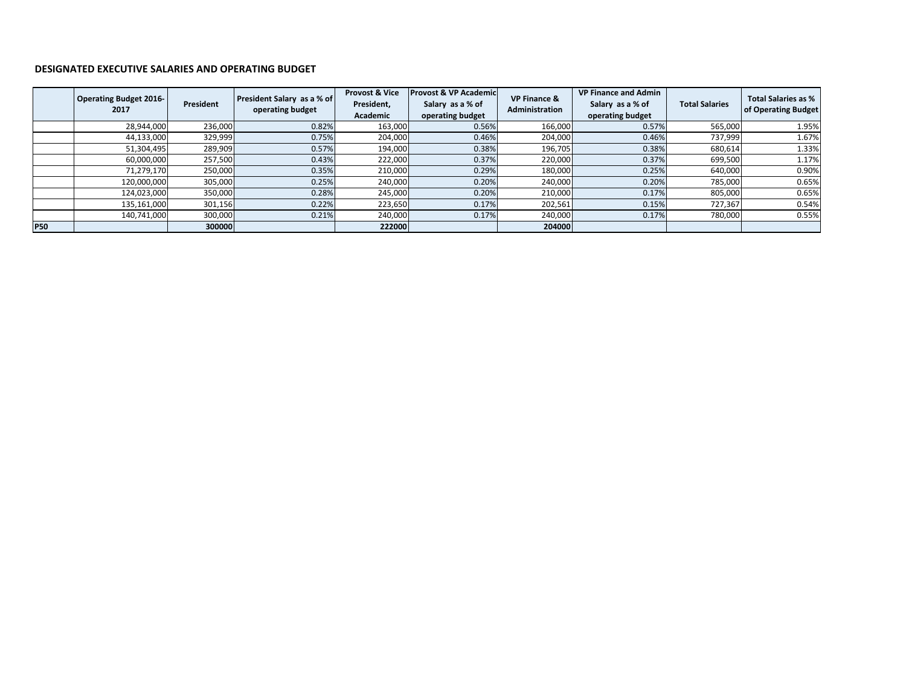**DESIGNATED EXECUTIVE SALARIES AND OPERATING BUDGET**

| | Operating Budget 2016-2017 | President | President Salary as a % of operating budget | Provost & Vice President, Academic | Provost & VP Academic Salary as a % of operating budget | VP Finance & Administration | VP Finance and Admin Salary as a % of operating budget | Total Salaries | Total Salaries as % of Operating Budget |
|---|---|---|---|---|---|---|---|---|---|
| | 28,944,000 | 236,000 | 0.82% | 163,000 | 0.56% | 166,000 | 0.57% | 565,000 | 1.95% |
| | 44,133,000 | 329,999 | 0.75% | 204,000 | 0.46% | 204,000 | 0.46% | 737,999 | 1.67% |
| | 51,304,495 | 289,909 | 0.57% | 194,000 | 0.38% | 196,705 | 0.38% | 680,614 | 1.33% |
| | 60,000,000 | 257,500 | 0.43% | 222,000 | 0.37% | 220,000 | 0.37% | 699,500 | 1.17% |
| | 71,279,170 | 250,000 | 0.35% | 210,000 | 0.29% | 180,000 | 0.25% | 640,000 | 0.90% |
| | 120,000,000 | 305,000 | 0.25% | 240,000 | 0.20% | 240,000 | 0.20% | 785,000 | 0.65% |
| | 124,023,000 | 350,000 | 0.28% | 245,000 | 0.20% | 210,000 | 0.17% | 805,000 | 0.65% |
| | 135,161,000 | 301,156 | 0.22% | 223,650 | 0.17% | 202,561 | 0.15% | 727,367 | 0.54% |
| | 140,741,000 | 300,000 | 0.21% | 240,000 | 0.17% | 240,000 | 0.17% | 780,000 | 0.55% |
| **P50** | | **300000** | | **222000** | | **204000** | | | |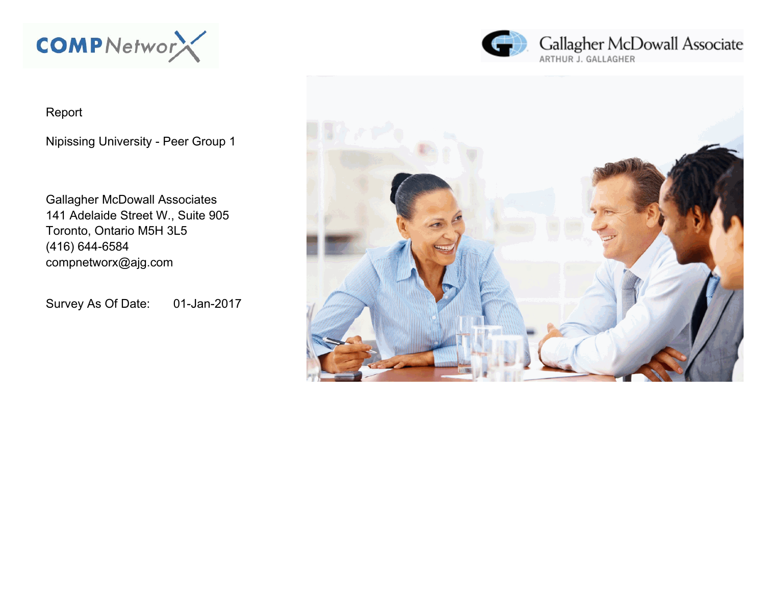COMPNetworX

Gallagher McDowall Associate
ARTHUR J. GALLAGHER

Report

Nipissing University - Peer Group 1

Gallagher McDowall Associates
141 Adelaide Street W., Suite 905
Toronto, Ontario M5H 3L5
(416) 644-6584
compnetworx@ajg.com

Survey As Of Date: 01-Jan-2017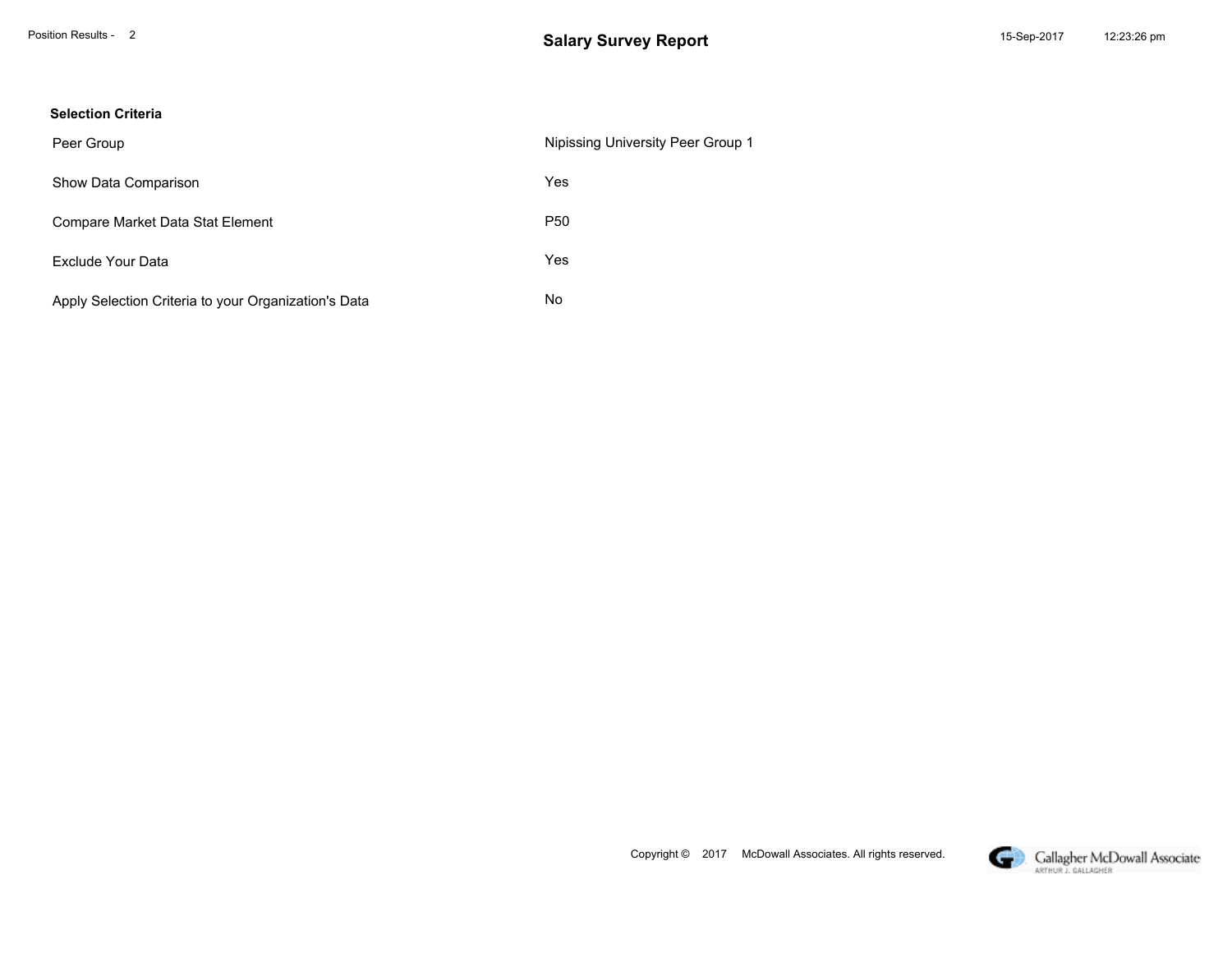**Selection Criteria**

| | |
|---|---|
| Peer Group | Nipissing University Peer Group 1 |
| Show Data Comparison | Yes |
| Compare Market Data Stat Element | P50 |
| Exclude Your Data | Yes |
| Apply Selection Criteria to your Organization's Data | No |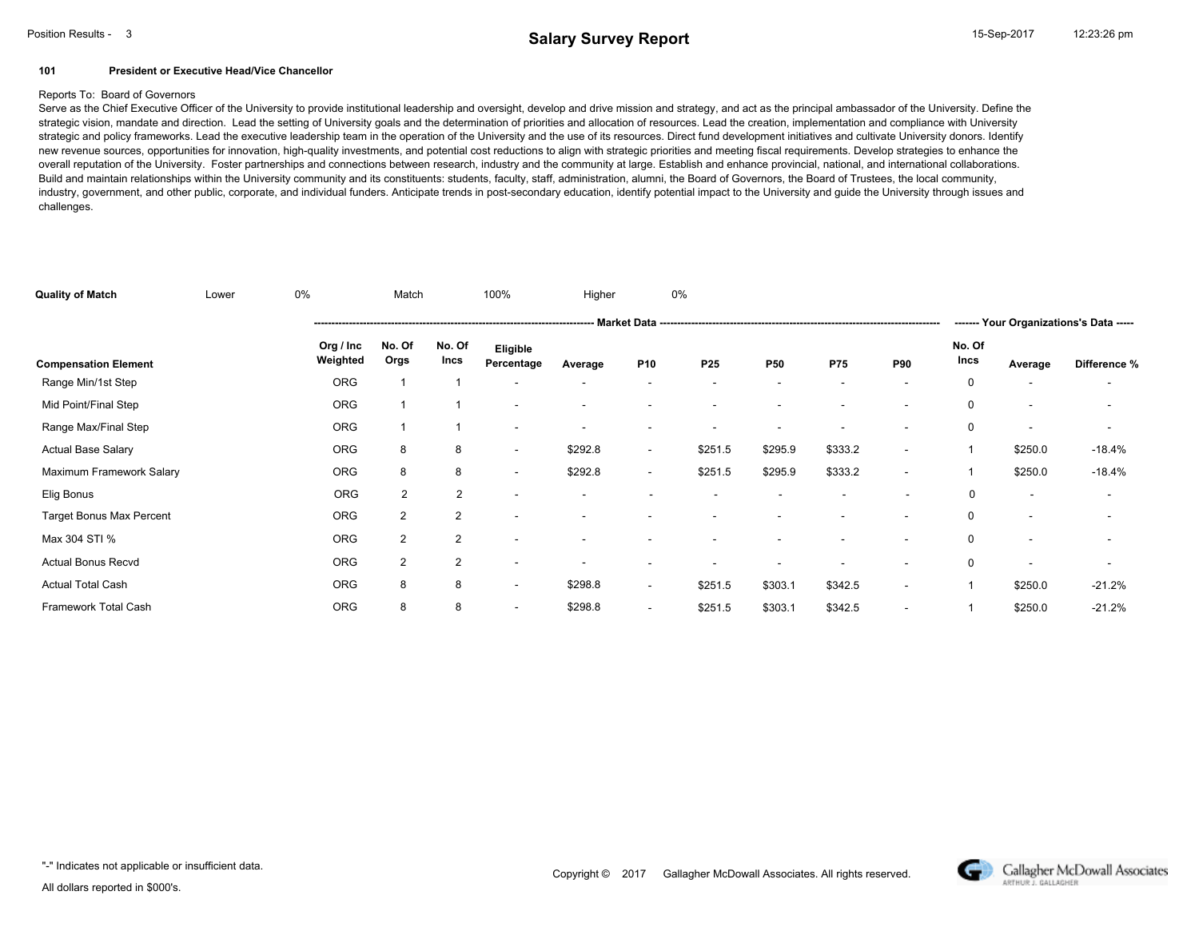## Salary Survey Report

### 101 President or Executive Head/Vice Chancellor

Reports To: Board of Governors

Serve as the Chief Executive Officer of the University to provide institutional leadership and oversight, develop and drive mission and strategy, and act as the principal ambassador of the University. Define the strategic vision, mandate and direction. Lead the setting of University goals and the determination of priorities and allocation of resources. Lead the creation, implementation and compliance with University strategic and policy frameworks. Lead the executive leadership team in the operation of the University and the use of its resources. Direct fund development initiatives and cultivate University donors. Identify new revenue sources, opportunities for innovation, high-quality investments, and potential cost reductions to align with strategic priorities and meeting fiscal requirements. Develop strategies to enhance the overall reputation of the University. Foster partnerships and connections between research, industry and the community at large. Establish and enhance provincial, national, and international collaborations. Build and maintain relationships within the University community and its constituents: students, faculty, staff, administration, alumni, the Board of Governors, the Board of Trustees, the local community, industry, government, and other public, corporate, and individual funders. Anticipate trends in post-secondary education, identify potential impact to the University and guide the University through issues and challenges.

| Quality of Match | Lower | 0% | Match | 100% | Higher | 0% |
|---|---|---|---|---|---|---|

| Compensation Element | Org / Inc Weighted | No. Of Orgs | No. Of Incs | Eligible Percentage | Average | P10 | P25 | P50 | P75 | P90 | No. Of Incs | Average | Difference % |
|---|---|---|---|---|---|---|---|---|---|---|---|---|---|
| | Market Data | | | | | | | | | | Your Organizations's Data | | |
| Range Min/1st Step | ORG | 1 | 1 | - | - | - | - | - | - | - | 0 | - | - |
| Mid Point/Final Step | ORG | 1 | 1 | - | - | - | - | - | - | - | 0 | - | - |
| Range Max/Final Step | ORG | 1 | 1 | - | - | - | - | - | - | - | 0 | - | - |
| Actual Base Salary | ORG | 8 | 8 | - | $292.8 | - | $251.5 | $295.9 | $333.2 | - | 1 | $250.0 | -18.4% |
| Maximum Framework Salary | ORG | 8 | 8 | - | $292.8 | - | $251.5 | $295.9 | $333.2 | - | 1 | $250.0 | -18.4% |
| Elig Bonus | ORG | 2 | 2 | - | - | - | - | - | - | - | 0 | - | - |
| Target Bonus Max Percent | ORG | 2 | 2 | - | - | - | - | - | - | - | 0 | - | - |
| Max 304 STI % | ORG | 2 | 2 | - | - | - | - | - | - | - | 0 | - | - |
| Actual Bonus Recvd | ORG | 2 | 2 | - | - | - | - | - | - | - | 0 | - | - |
| Actual Total Cash | ORG | 8 | 8 | - | $298.8 | - | $251.5 | $303.1 | $342.5 | - | 1 | $250.0 | -21.2% |
| Framework Total Cash | ORG | 8 | 8 | - | $298.8 | - | $251.5 | $303.1 | $342.5 | - | 1 | $250.0 | -21.2% |

"-" Indicates not applicable or insufficient data.

All dollars reported in $000's.

Copyright © 2017 Gallagher McDowall Associates. All rights reserved.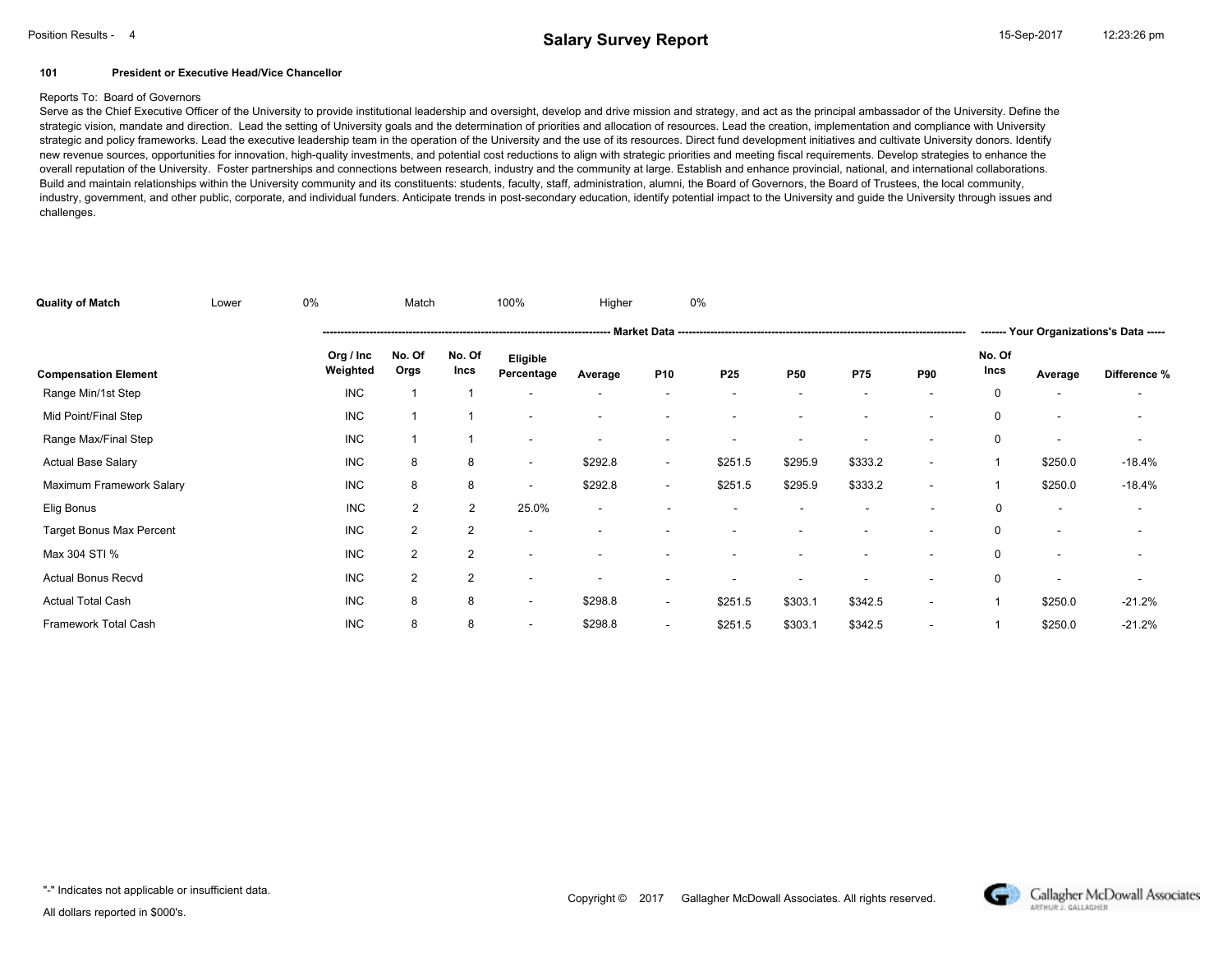## Salary Survey Report

**101 President or Executive Head/Vice Chancellor**

Reports To: Board of Governors

Serve as the Chief Executive Officer of the University to provide institutional leadership and oversight, develop and drive mission and strategy, and act as the principal ambassador of the University. Define the strategic vision, mandate and direction. Lead the setting of University goals and the determination of priorities and allocation of resources. Lead the creation, implementation and compliance with University strategic and policy frameworks. Lead the executive leadership team in the operation of the University and the use of its resources. Direct fund development initiatives and cultivate University donors. Identify new revenue sources, opportunities for innovation, high-quality investments, and potential cost reductions to align with strategic priorities and meeting fiscal requirements. Develop strategies to enhance the overall reputation of the University. Foster partnerships and connections between research, industry and the community at large. Establish and enhance provincial, national, and international collaborations. Build and maintain relationships within the University community and its constituents: students, faculty, staff, administration, alumni, the Board of Governors, the Board of Trustees, the local community, industry, government, and other public, corporate, and individual funders. Anticipate trends in post-secondary education, identify potential impact to the University and guide the University through issues and challenges.

**Quality of Match** Lower 0% Match 100% Higher 0%

| Compensation Element | Org / Inc Weighted | Market Data | | | | | | | | | Your Organizations's Data | | |
|---|---|---|---|---|---|---|---|---|---|---|---|---|---|
| | | No. Of Orgs | No. Of Incs | Eligible Percentage | Average | P10 | P25 | P50 | P75 | P90 | No. Of Incs | Average | Difference % |
| Range Min/1st Step | INC | 1 | 1 | - | - | - | - | - | - | - | 0 | - | - |
| Mid Point/Final Step | INC | 1 | 1 | - | - | - | - | - | - | - | 0 | - | - |
| Range Max/Final Step | INC | 1 | 1 | - | - | - | - | - | - | - | 0 | - | - |
| Actual Base Salary | INC | 8 | 8 | - | $292.8 | - | $251.5 | $295.9 | $333.2 | - | 1 | $250.0 | -18.4% |
| Maximum Framework Salary | INC | 8 | 8 | - | $292.8 | - | $251.5 | $295.9 | $333.2 | - | 1 | $250.0 | -18.4% |
| Elig Bonus | INC | 2 | 2 | 25.0% | - | - | - | - | - | - | 0 | - | - |
| Target Bonus Max Percent | INC | 2 | 2 | - | - | - | - | - | - | - | 0 | - | - |
| Max 304 STI % | INC | 2 | 2 | - | - | - | - | - | - | - | 0 | - | - |
| Actual Bonus Recvd | INC | 2 | 2 | - | - | - | - | - | - | - | 0 | - | - |
| Actual Total Cash | INC | 8 | 8 | - | $298.8 | - | $251.5 | $303.1 | $342.5 | - | 1 | $250.0 | -21.2% |
| Framework Total Cash | INC | 8 | 8 | - | $298.8 | - | $251.5 | $303.1 | $342.5 | - | 1 | $250.0 | -21.2% |

"-" Indicates not applicable or insufficient data.

All dollars reported in $000's.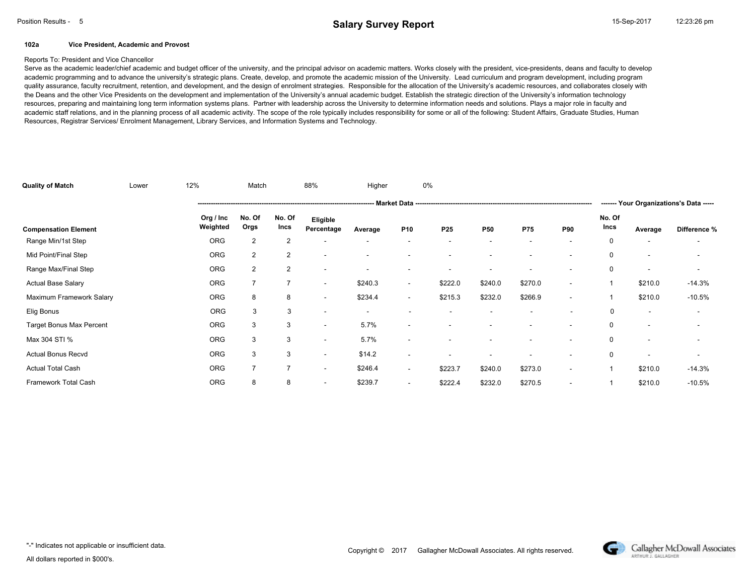**102a Vice President, Academic and Provost**

Reports To: President and Vice Chancellor

Serve as the academic leader/chief academic and budget officer of the university, and the principal advisor on academic matters. Works closely with the president, vice-presidents, deans and faculty to develop academic programming and to advance the university's strategic plans. Create, develop, and promote the academic mission of the University. Lead curriculum and program development, including program quality assurance, faculty recruitment, retention, and development, and the design of enrolment strategies. Responsible for the allocation of the University's academic resources, and collaborates closely with the Deans and the other Vice Presidents on the development and implementation of the University's annual academic budget. Establish the strategic direction of the University's information technology resources, preparing and maintaining long term information systems plans. Partner with leadership across the University to determine information needs and solutions. Plays a major role in faculty and academic staff relations, and in the planning process of all academic activity. The scope of the role typically includes responsibility for some or all of the following: Student Affairs, Graduate Studies, Human Resources, Registrar Services/ Enrolment Management, Library Services, and Information Systems and Technology.

| Quality of Match | Lower | 12% | Match | 88% | Higher | 0% |
|---|---|---|---|---|---|---|

| | Market Data | | | | | | | | | | Your Organizations's Data | | |
|---|---|---|---|---|---|---|---|---|---|---|---|---|---|
| **Compensation Element** | **Org / Inc Weighted** | **No. Of Orgs** | **No. Of Incs** | **Eligible Percentage** | **Average** | **P10** | **P25** | **P50** | **P75** | **P90** | **No. Of Incs** | **Average** | **Difference %** |
| Range Min/1st Step | ORG | 2 | 2 | - | - | - | - | - | - | - | 0 | - | - |
| Mid Point/Final Step | ORG | 2 | 2 | - | - | - | - | - | - | - | 0 | - | - |
| Range Max/Final Step | ORG | 2 | 2 | - | - | - | - | - | - | - | 0 | - | - |
| Actual Base Salary | ORG | 7 | 7 | - | $240.3 | - | $222.0 | $240.0 | $270.0 | - | 1 | $210.0 | -14.3% |
| Maximum Framework Salary | ORG | 8 | 8 | - | $234.4 | - | $215.3 | $232.0 | $266.9 | - | 1 | $210.0 | -10.5% |
| Elig Bonus | ORG | 3 | 3 | - | - | - | - | - | - | - | 0 | - | - |
| Target Bonus Max Percent | ORG | 3 | 3 | - | 5.7% | - | - | - | - | - | 0 | - | - |
| Max 304 STI % | ORG | 3 | 3 | - | 5.7% | - | - | - | - | - | 0 | - | - |
| Actual Bonus Recvd | ORG | 3 | 3 | - | $14.2 | - | - | - | - | - | 0 | - | - |
| Actual Total Cash | ORG | 7 | 7 | - | $246.4 | - | $223.7 | $240.0 | $273.0 | - | 1 | $210.0 | -14.3% |
| Framework Total Cash | ORG | 8 | 8 | - | $239.7 | - | $222.4 | $232.0 | $270.5 | - | 1 | $210.0 | -10.5% |

"-" Indicates not applicable or insufficient data.

All dollars reported in $000's.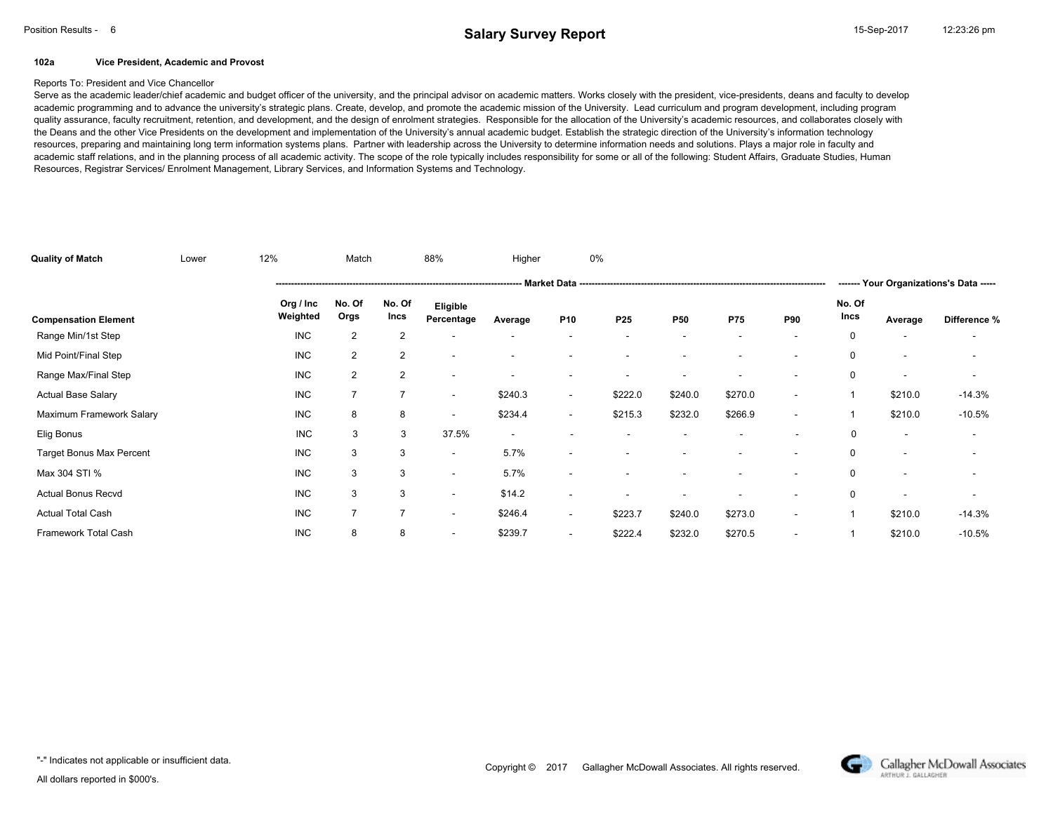**102a Vice President, Academic and Provost**

Reports To: President and Vice Chancellor

Serve as the academic leader/chief academic and budget officer of the university, and the principal advisor on academic matters. Works closely with the president, vice-presidents, deans and faculty to develop academic programming and to advance the university's strategic plans. Create, develop, and promote the academic mission of the University. Lead curriculum and program development, including program quality assurance, faculty recruitment, retention, and development, and the design of enrolment strategies. Responsible for the allocation of the University's academic resources, and collaborates closely with the Deans and the other Vice Presidents on the development and implementation of the University's annual academic budget. Establish the strategic direction of the University's information technology resources, preparing and maintaining long term information systems plans. Partner with leadership across the University to determine information needs and solutions. Plays a major role in faculty and academic staff relations, and in the planning process of all academic activity. The scope of the role typically includes responsibility for some or all of the following: Student Affairs, Graduate Studies, Human Resources, Registrar Services/ Enrolment Management, Library Services, and Information Systems and Technology.

**Quality of Match** Lower 12% Match 88% Higher 0%

| | Market Data | | | | | | | | | | Your Organizations's Data | | |
|---|---|---|---|---|---|---|---|---|---|---|---|---|---|
| **Compensation Element** | **Org / Inc Weighted** | **No. Of Orgs** | **No. Of Incs** | **Eligible Percentage** | **Average** | **P10** | **P25** | **P50** | **P75** | **P90** | **No. Of Incs** | **Average** | **Difference %** |
| Range Min/1st Step | INC | 2 | 2 | - | - | - | - | - | - | - | 0 | - | - |
| Mid Point/Final Step | INC | 2 | 2 | - | - | - | - | - | - | - | 0 | - | - |
| Range Max/Final Step | INC | 2 | 2 | - | - | - | - | - | - | - | 0 | - | - |
| Actual Base Salary | INC | 7 | 7 | - | $240.3 | - | $222.0 | $240.0 | $270.0 | - | 1 | $210.0 | -14.3% |
| Maximum Framework Salary | INC | 8 | 8 | - | $234.4 | - | $215.3 | $232.0 | $266.9 | - | 1 | $210.0 | -10.5% |
| Elig Bonus | INC | 3 | 3 | 37.5% | - | - | - | - | - | - | 0 | - | - |
| Target Bonus Max Percent | INC | 3 | 3 | - | 5.7% | - | - | - | - | - | 0 | - | - |
| Max 304 STI % | INC | 3 | 3 | - | 5.7% | - | - | - | - | - | 0 | - | - |
| Actual Bonus Recvd | INC | 3 | 3 | - | $14.2 | - | - | - | - | - | 0 | - | - |
| Actual Total Cash | INC | 7 | 7 | - | $246.4 | - | $223.7 | $240.0 | $273.0 | - | 1 | $210.0 | -14.3% |
| Framework Total Cash | INC | 8 | 8 | - | $239.7 | - | $222.4 | $232.0 | $270.5 | - | 1 | $210.0 | -10.5% |

"-" Indicates not applicable or insufficient data.

All dollars reported in $000's.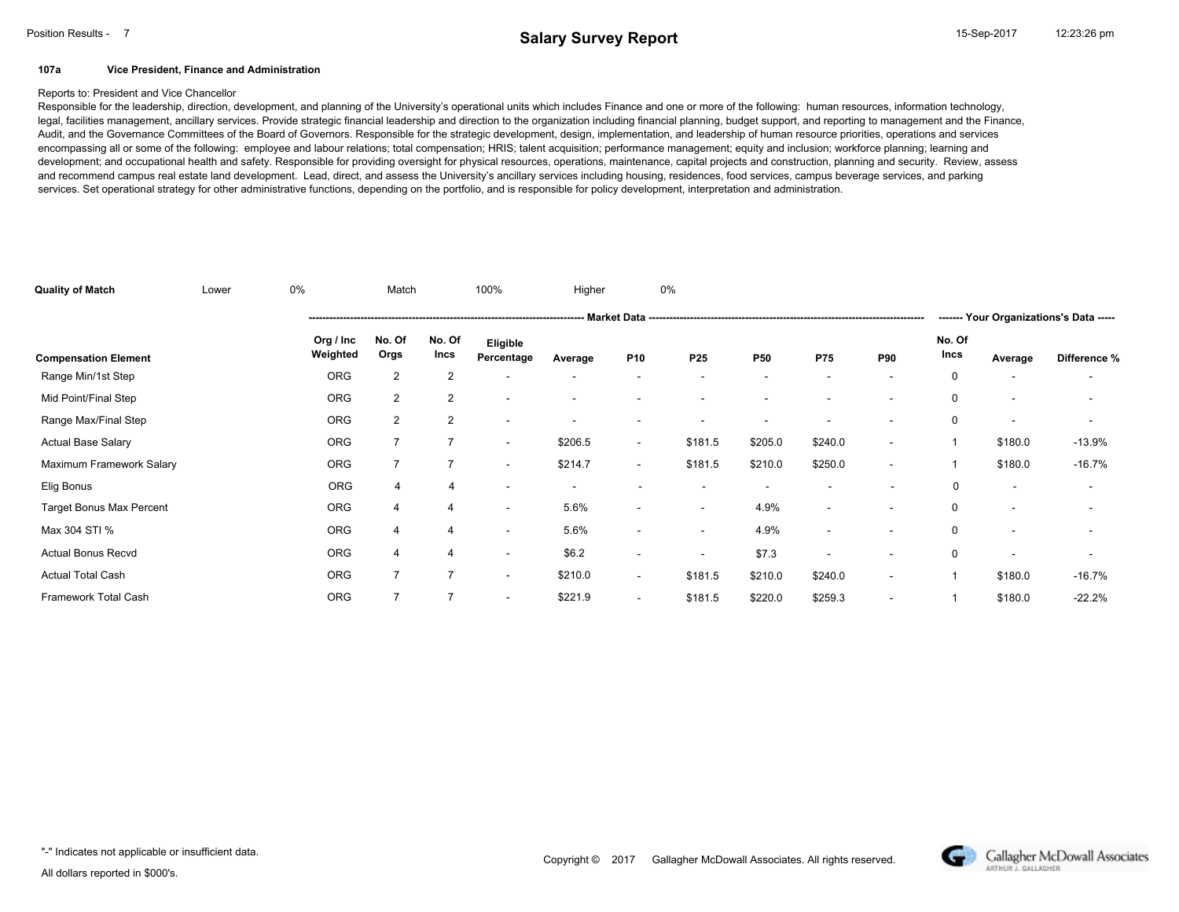## Salary Survey Report

**107a** **Vice President, Finance and Administration**

Reports to: President and Vice Chancellor

Responsible for the leadership, direction, development, and planning of the University's operational units which includes Finance and one or more of the following: human resources, information technology, legal, facilities management, ancillary services. Provide strategic financial leadership and direction to the organization including financial planning, budget support, and reporting to management and the Finance, Audit, and the Governance Committees of the Board of Governors. Responsible for the strategic development, design, implementation, and leadership of human resource priorities, operations and services encompassing all or some of the following: employee and labour relations; total compensation; HRIS; talent acquisition; performance management; equity and inclusion; workforce planning; learning and development; and occupational health and safety. Responsible for providing oversight for physical resources, operations, maintenance, capital projects and construction, planning and security. Review, assess and recommend campus real estate land development. Lead, direct, and assess the University's ancillary services including housing, residences, food services, campus beverage services, and parking services. Set operational strategy for other administrative functions, depending on the portfolio, and is responsible for policy development, interpretation and administration.

**Quality of Match** Lower 0% Match 100% Higher 0%

| | Market Data | | | | | | | | | | Your Organizations's Data | | |
|---|---|---|---|---|---|---|---|---|---|---|---|---|---|
| **Compensation Element** | **Org / Inc Weighted** | **No. Of Orgs** | **No. Of Incs** | **Eligible Percentage** | **Average** | **P10** | **P25** | **P50** | **P75** | **P90** | **No. Of Incs** | **Average** | **Difference %** |
| Range Min/1st Step | ORG | 2 | 2 | - | - | - | - | - | - | - | 0 | - | - |
| Mid Point/Final Step | ORG | 2 | 2 | - | - | - | - | - | - | - | 0 | - | - |
| Range Max/Final Step | ORG | 2 | 2 | - | - | - | - | - | - | - | 0 | - | - |
| Actual Base Salary | ORG | 7 | 7 | - | $206.5 | - | $181.5 | $205.0 | $240.0 | - | 1 | $180.0 | -13.9% |
| Maximum Framework Salary | ORG | 7 | 7 | - | $214.7 | - | $181.5 | $210.0 | $250.0 | - | 1 | $180.0 | -16.7% |
| Elig Bonus | ORG | 4 | 4 | - | - | - | - | - | - | - | 0 | - | - |
| Target Bonus Max Percent | ORG | 4 | 4 | - | 5.6% | - | - | 4.9% | - | - | 0 | - | - |
| Max 304 STI % | ORG | 4 | 4 | - | 5.6% | - | - | 4.9% | - | - | 0 | - | - |
| Actual Bonus Recvd | ORG | 4 | 4 | - | $6.2 | - | - | $7.3 | - | - | 0 | - | - |
| Actual Total Cash | ORG | 7 | 7 | - | $210.0 | - | $181.5 | $210.0 | $240.0 | - | 1 | $180.0 | -16.7% |
| Framework Total Cash | ORG | 7 | 7 | - | $221.9 | - | $181.5 | $220.0 | $259.3 | - | 1 | $180.0 | -22.2% |

"-" Indicates not applicable or insufficient data.

All dollars reported in $000's.

Copyright © 2017 Gallagher McDowall Associates. All rights reserved.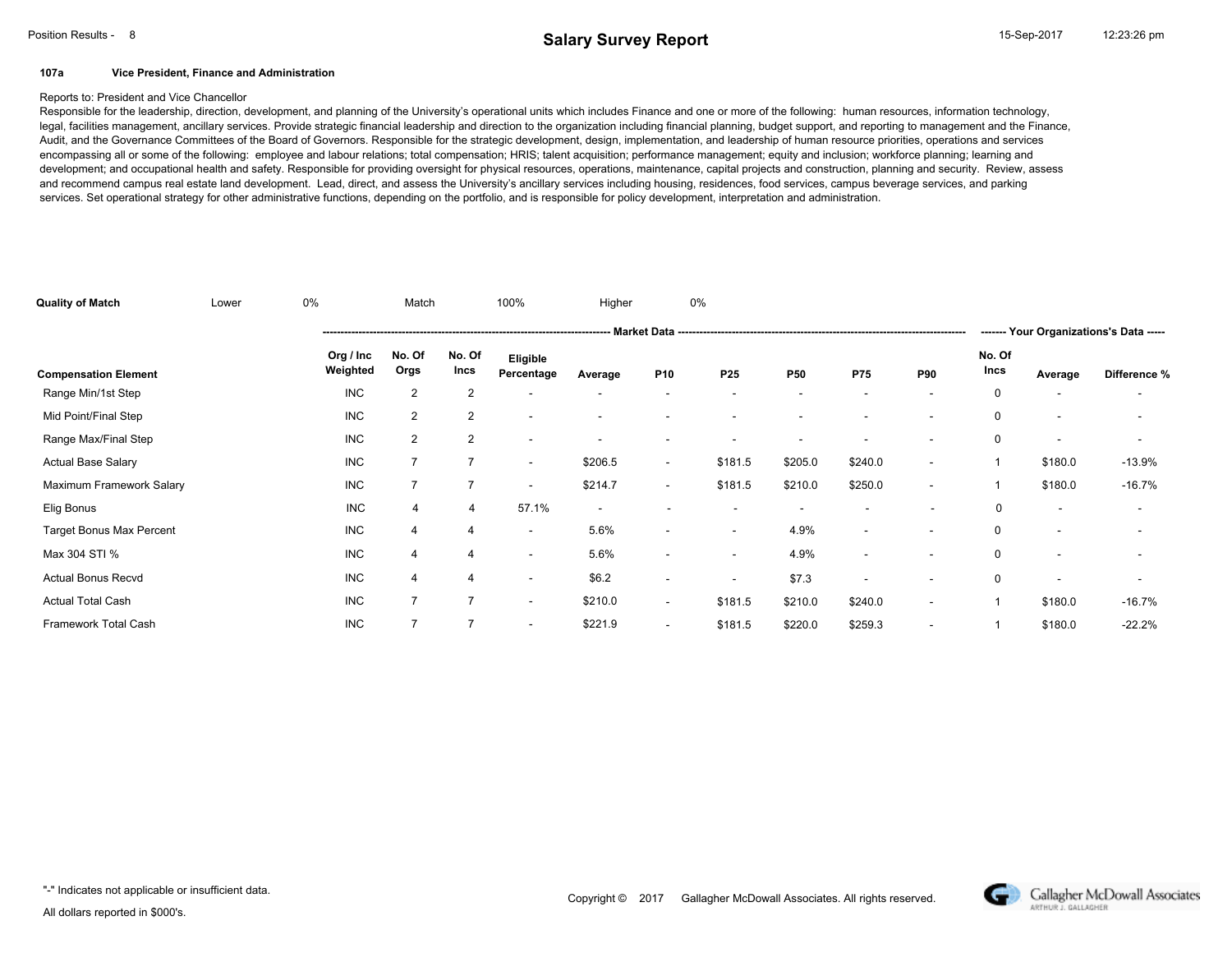**107a** **Vice President, Finance and Administration**

Reports to: President and Vice Chancellor

Responsible for the leadership, direction, development, and planning of the University's operational units which includes Finance and one or more of the following: human resources, information technology, legal, facilities management, ancillary services. Provide strategic financial leadership and direction to the organization including financial planning, budget support, and reporting to management and the Finance, Audit, and the Governance Committees of the Board of Governors. Responsible for the strategic development, design, implementation, and leadership of human resource priorities, operations and services encompassing all or some of the following: employee and labour relations; total compensation; HRIS; talent acquisition; performance management; equity and inclusion; workforce planning; learning and development; and occupational health and safety. Responsible for providing oversight for physical resources, operations, maintenance, capital projects and construction, planning and security. Review, assess and recommend campus real estate land development. Lead, direct, and assess the University's ancillary services including housing, residences, food services, campus beverage services, and parking services. Set operational strategy for other administrative functions, depending on the portfolio, and is responsible for policy development, interpretation and administration.

**Quality of Match** Lower 0% Match 100% Higher 0%

| | Market Data | | | | | | | | | | Your Organizations's Data | | |
|---|---|---|---|---|---|---|---|---|---|---|---|---|---|
| **Compensation Element** | **Org / Inc Weighted** | **No. Of Orgs** | **No. Of Incs** | **Eligible Percentage** | **Average** | **P10** | **P25** | **P50** | **P75** | **P90** | **No. Of Incs** | **Average** | **Difference %** |
| Range Min/1st Step | INC | 2 | 2 | - | - | - | - | - | - | - | 0 | - | - |
| Mid Point/Final Step | INC | 2 | 2 | - | - | - | - | - | - | - | 0 | - | - |
| Range Max/Final Step | INC | 2 | 2 | - | - | - | - | - | - | - | 0 | - | - |
| Actual Base Salary | INC | 7 | 7 | - | $206.5 | - | $181.5 | $205.0 | $240.0 | - | 1 | $180.0 | -13.9% |
| Maximum Framework Salary | INC | 7 | 7 | - | $214.7 | - | $181.5 | $210.0 | $250.0 | - | 1 | $180.0 | -16.7% |
| Elig Bonus | INC | 4 | 4 | 57.1% | - | - | - | - | - | - | 0 | - | - |
| Target Bonus Max Percent | INC | 4 | 4 | - | 5.6% | - | - | 4.9% | - | - | 0 | - | - |
| Max 304 STI % | INC | 4 | 4 | - | 5.6% | - | - | 4.9% | - | - | 0 | - | - |
| Actual Bonus Recvd | INC | 4 | 4 | - | $6.2 | - | - | $7.3 | - | - | 0 | - | - |
| Actual Total Cash | INC | 7 | 7 | - | $210.0 | - | $181.5 | $210.0 | $240.0 | - | 1 | $180.0 | -16.7% |
| Framework Total Cash | INC | 7 | 7 | - | $221.9 | - | $181.5 | $220.0 | $259.3 | - | 1 | $180.0 | -22.2% |

"-" Indicates not applicable or insufficient data.

All dollars reported in $000's.